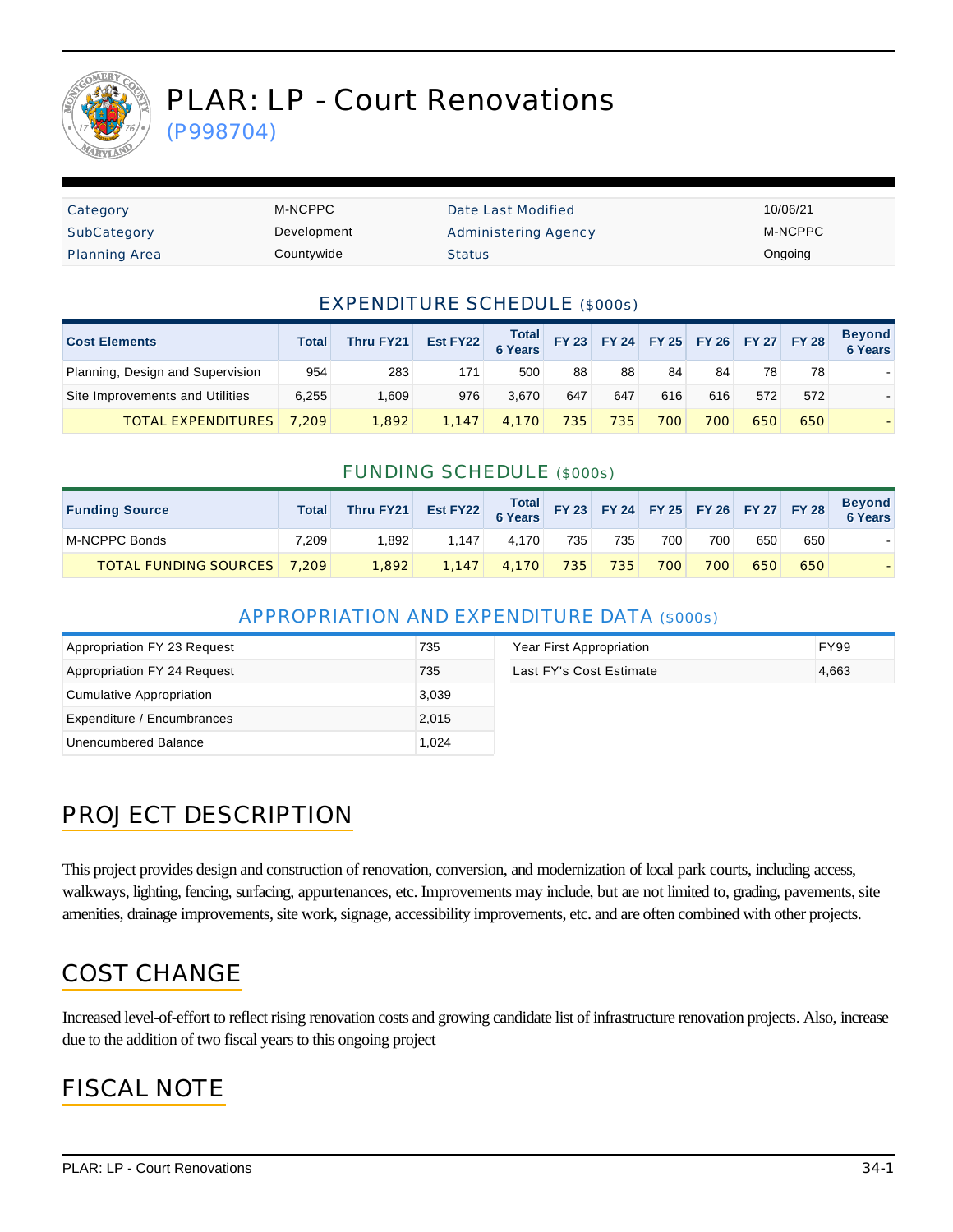# PLAR: LP - Court Renovations

(P998704)

| | | | |
|---|---|---|---|
| Category | M-NCPPC | Date Last Modified | 10/06/21 |
| SubCategory | Development | Administering Agency | M-NCPPC |
| Planning Area | Countywide | Status | Ongoing |

## EXPENDITURE SCHEDULE ($000s)

| Cost Elements | Total | Thru FY21 | Est FY22 | Total 6 Years | FY 23 | FY 24 | FY 25 | FY 26 | FY 27 | FY 28 | Beyond 6 Years |
|---|---|---|---|---|---|---|---|---|---|---|---|
| Planning, Design and Supervision | 954 | 283 | 171 | 500 | 88 | 88 | 84 | 84 | 78 | 78 | - |
| Site Improvements and Utilities | 6,255 | 1,609 | 976 | 3,670 | 647 | 647 | 616 | 616 | 572 | 572 | - |
| TOTAL EXPENDITURES | 7,209 | 1,892 | 1,147 | 4,170 | 735 | 735 | 700 | 700 | 650 | 650 | - |

## FUNDING SCHEDULE ($000s)

| Funding Source | Total | Thru FY21 | Est FY22 | Total 6 Years | FY 23 | FY 24 | FY 25 | FY 26 | FY 27 | FY 28 | Beyond 6 Years |
|---|---|---|---|---|---|---|---|---|---|---|---|
| M-NCPPC Bonds | 7,209 | 1,892 | 1,147 | 4,170 | 735 | 735 | 700 | 700 | 650 | 650 | - |
| TOTAL FUNDING SOURCES | 7,209 | 1,892 | 1,147 | 4,170 | 735 | 735 | 700 | 700 | 650 | 650 | - |

## APPROPRIATION AND EXPENDITURE DATA ($000s)

| | |
|---|---|
| Appropriation FY 23 Request | 735 |
| Appropriation FY 24 Request | 735 |
| Cumulative Appropriation | 3,039 |
| Expenditure / Encumbrances | 2,015 |
| Unencumbered Balance | 1,024 |

| | |
|---|---|
| Year First Appropriation | FY99 |
| Last FY's Cost Estimate | 4,663 |

## PROJECT DESCRIPTION

This project provides design and construction of renovation, conversion, and modernization of local park courts, including access, walkways, lighting, fencing, surfacing, appurtenances, etc. Improvements may include, but are not limited to, grading, pavements, site amenities, drainage improvements, site work, signage, accessibility improvements, etc. and are often combined with other projects.

## COST CHANGE

Increased level-of-effort to reflect rising renovation costs and growing candidate list of infrastructure renovation projects. Also, increase due to the addition of two fiscal years to this ongoing project

## FISCAL NOTE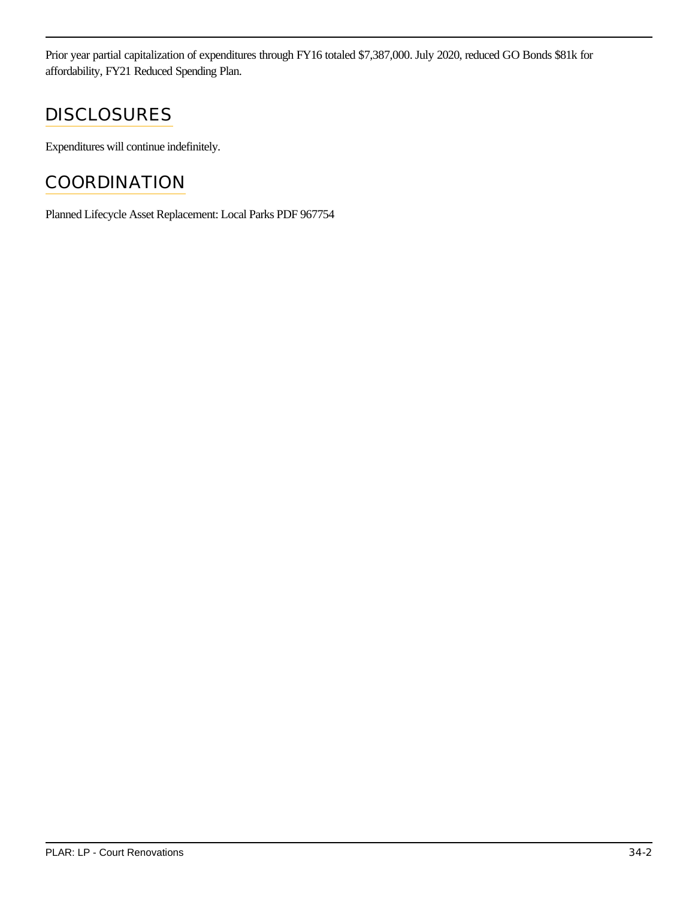Prior year partial capitalization of expenditures through FY16 totaled $7,387,000. July 2020, reduced GO Bonds $81k for affordability, FY21 Reduced Spending Plan.

## DISCLOSURES

Expenditures will continue indefinitely.

## COORDINATION

Planned Lifecycle Asset Replacement: Local Parks PDF 967754